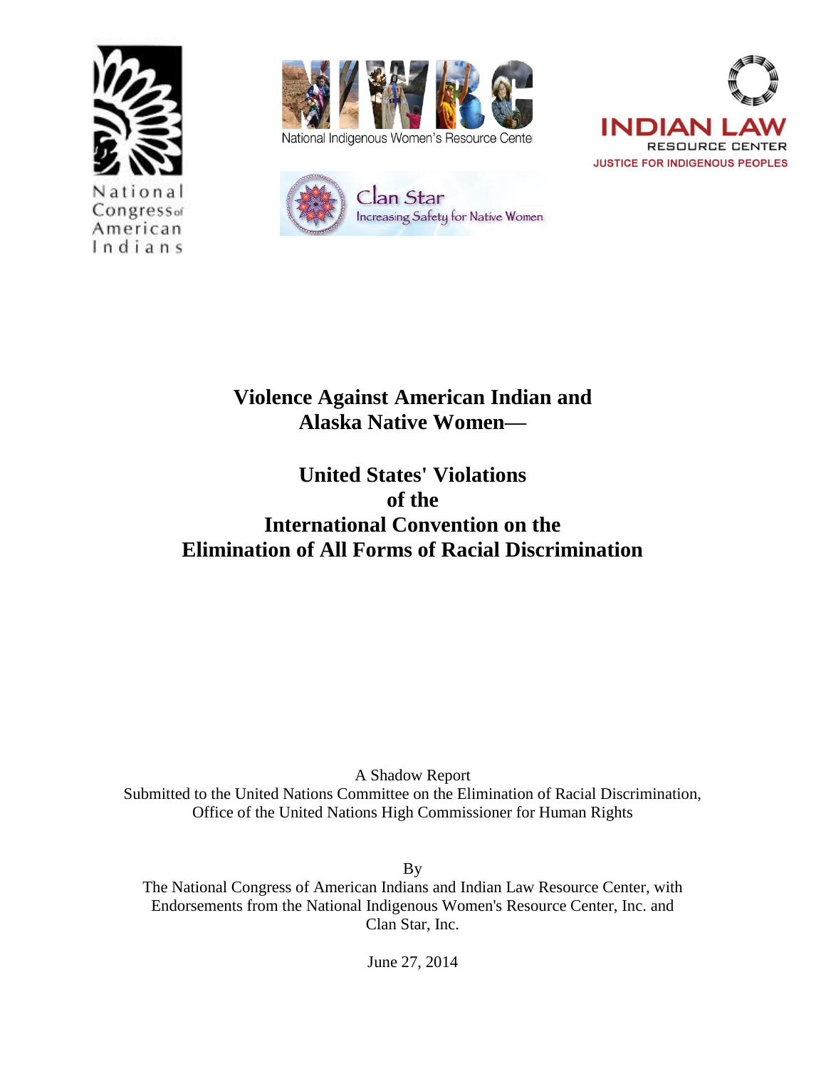National Congress of American Indians

National Indigenous Women's Resource Center

INDIAN LAW RESOURCE CENTER
JUSTICE FOR INDIGENOUS PEOPLES

Clan Star
Increasing Safety for Native Women

# Violence Against American Indian and Alaska Native Women—

# United States' Violations of the International Convention on the Elimination of All Forms of Racial Discrimination

A Shadow Report
Submitted to the United Nations Committee on the Elimination of Racial Discrimination,
Office of the United Nations High Commissioner for Human Rights

By
The National Congress of American Indians and Indian Law Resource Center, with Endorsements from the National Indigenous Women's Resource Center, Inc. and Clan Star, Inc.

June 27, 2014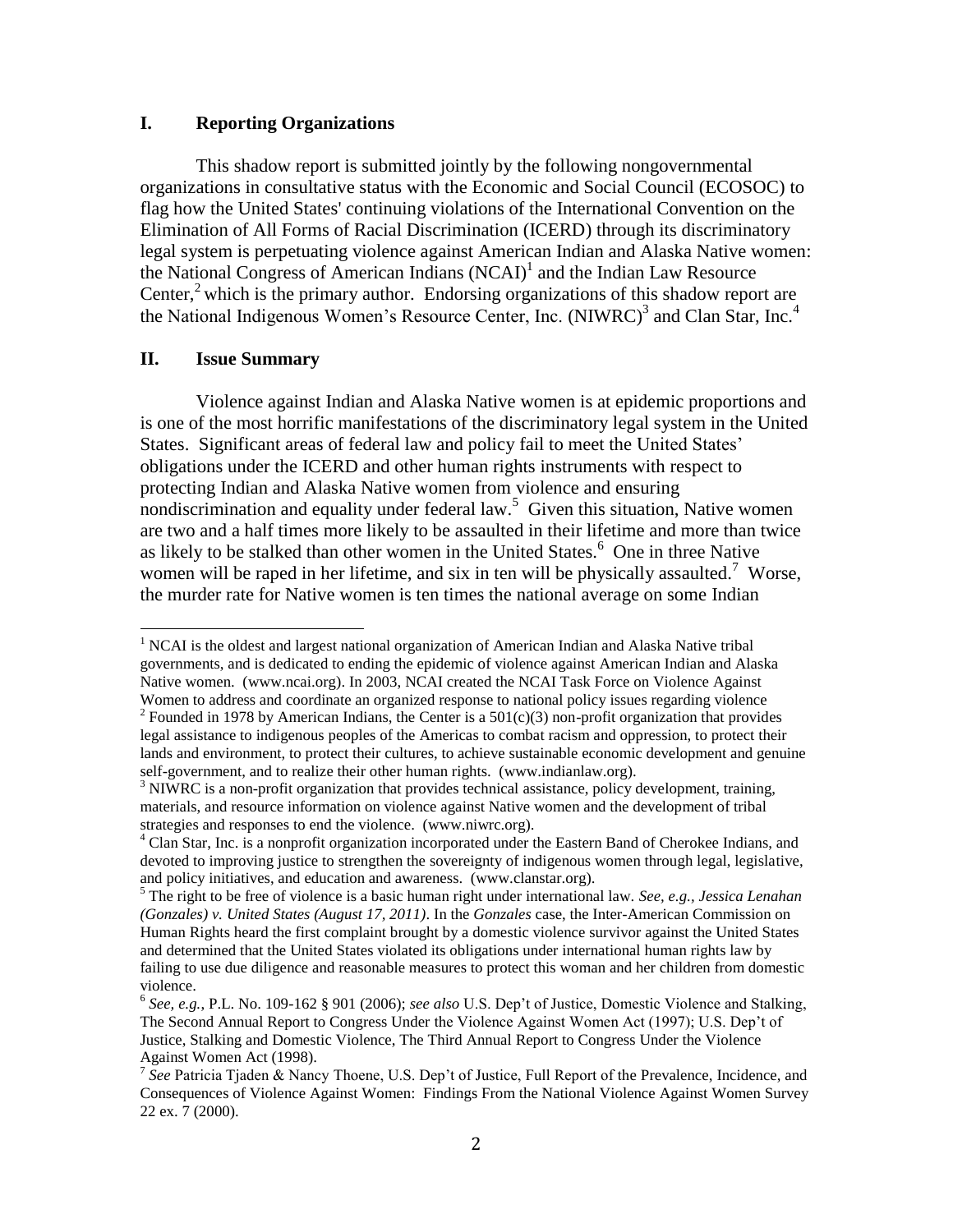## I. Reporting Organizations

This shadow report is submitted jointly by the following nongovernmental organizations in consultative status with the Economic and Social Council (ECOSOC) to flag how the United States' continuing violations of the International Convention on the Elimination of All Forms of Racial Discrimination (ICERD) through its discriminatory legal system is perpetuating violence against American Indian and Alaska Native women: the National Congress of American Indians (NCAI)[1] and the Indian Law Resource Center,[2] which is the primary author. Endorsing organizations of this shadow report are the National Indigenous Women's Resource Center, Inc. (NIWRC)[3] and Clan Star, Inc.[4]

## II. Issue Summary

Violence against Indian and Alaska Native women is at epidemic proportions and is one of the most horrific manifestations of the discriminatory legal system in the United States. Significant areas of federal law and policy fail to meet the United States' obligations under the ICERD and other human rights instruments with respect to protecting Indian and Alaska Native women from violence and ensuring nondiscrimination and equality under federal law.[5] Given this situation, Native women are two and a half times more likely to be assaulted in their lifetime and more than twice as likely to be stalked than other women in the United States.[6] One in three Native women will be raped in her lifetime, and six in ten will be physically assaulted.[7] Worse, the murder rate for Native women is ten times the national average on some Indian

---

[1] NCAI is the oldest and largest national organization of American Indian and Alaska Native tribal governments, and is dedicated to ending the epidemic of violence against American Indian and Alaska Native women. (www.ncai.org). In 2003, NCAI created the NCAI Task Force on Violence Against Women to address and coordinate an organized response to national policy issues regarding violence

[2] Founded in 1978 by American Indians, the Center is a 501(c)(3) non-profit organization that provides legal assistance to indigenous peoples of the Americas to combat racism and oppression, to protect their lands and environment, to protect their cultures, to achieve sustainable economic development and genuine self-government, and to realize their other human rights. (www.indianlaw.org).

[3] NIWRC is a non-profit organization that provides technical assistance, policy development, training, materials, and resource information on violence against Native women and the development of tribal strategies and responses to end the violence. (www.niwrc.org).

[4] Clan Star, Inc. is a nonprofit organization incorporated under the Eastern Band of Cherokee Indians, and devoted to improving justice to strengthen the sovereignty of indigenous women through legal, legislative, and policy initiatives, and education and awareness. (www.clanstar.org).

[5] The right to be free of violence is a basic human right under international law. *See, e.g., Jessica Lenahan (Gonzales) v. United States (August 17, 2011)*. In the *Gonzales* case, the Inter-American Commission on Human Rights heard the first complaint brought by a domestic violence survivor against the United States and determined that the United States violated its obligations under international human rights law by failing to use due diligence and reasonable measures to protect this woman and her children from domestic violence.

[6] *See, e.g.,* P.L. No. 109-162 § 901 (2006); *see also* U.S. Dep't of Justice, Domestic Violence and Stalking, The Second Annual Report to Congress Under the Violence Against Women Act (1997); U.S. Dep't of Justice, Stalking and Domestic Violence, The Third Annual Report to Congress Under the Violence Against Women Act (1998).

[7] *See* Patricia Tjaden & Nancy Thoene, U.S. Dep't of Justice, Full Report of the Prevalence, Incidence, and Consequences of Violence Against Women: Findings From the National Violence Against Women Survey 22 ex. 7 (2000).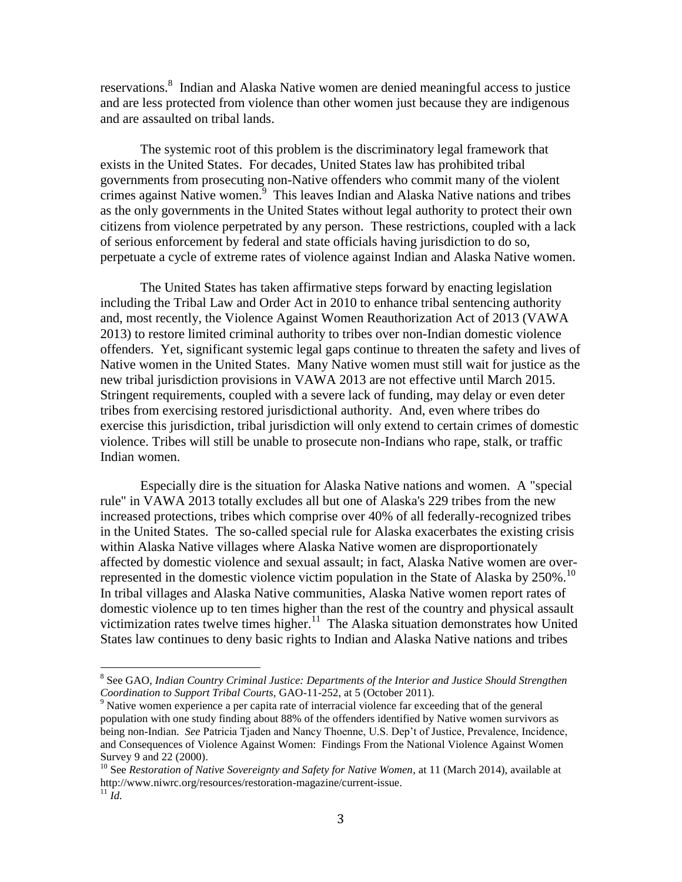reservations.[8] Indian and Alaska Native women are denied meaningful access to justice and are less protected from violence than other women just because they are indigenous and are assaulted on tribal lands.

The systemic root of this problem is the discriminatory legal framework that exists in the United States. For decades, United States law has prohibited tribal governments from prosecuting non-Native offenders who commit many of the violent crimes against Native women.[9] This leaves Indian and Alaska Native nations and tribes as the only governments in the United States without legal authority to protect their own citizens from violence perpetrated by any person. These restrictions, coupled with a lack of serious enforcement by federal and state officials having jurisdiction to do so, perpetuate a cycle of extreme rates of violence against Indian and Alaska Native women.

The United States has taken affirmative steps forward by enacting legislation including the Tribal Law and Order Act in 2010 to enhance tribal sentencing authority and, most recently, the Violence Against Women Reauthorization Act of 2013 (VAWA 2013) to restore limited criminal authority to tribes over non-Indian domestic violence offenders. Yet, significant systemic legal gaps continue to threaten the safety and lives of Native women in the United States. Many Native women must still wait for justice as the new tribal jurisdiction provisions in VAWA 2013 are not effective until March 2015. Stringent requirements, coupled with a severe lack of funding, may delay or even deter tribes from exercising restored jurisdictional authority. And, even where tribes do exercise this jurisdiction, tribal jurisdiction will only extend to certain crimes of domestic violence. Tribes will still be unable to prosecute non-Indians who rape, stalk, or traffic Indian women.

Especially dire is the situation for Alaska Native nations and women. A "special rule" in VAWA 2013 totally excludes all but one of Alaska's 229 tribes from the new increased protections, tribes which comprise over 40% of all federally-recognized tribes in the United States. The so-called special rule for Alaska exacerbates the existing crisis within Alaska Native villages where Alaska Native women are disproportionately affected by domestic violence and sexual assault; in fact, Alaska Native women are over-represented in the domestic violence victim population in the State of Alaska by 250%.[10] In tribal villages and Alaska Native communities, Alaska Native women report rates of domestic violence up to ten times higher than the rest of the country and physical assault victimization rates twelve times higher.[11] The Alaska situation demonstrates how United States law continues to deny basic rights to Indian and Alaska Native nations and tribes

---

[8] See GAO, *Indian Country Criminal Justice: Departments of the Interior and Justice Should Strengthen Coordination to Support Tribal Courts*, GAO-11-252, at 5 (October 2011).

[9] Native women experience a per capita rate of interracial violence far exceeding that of the general population with one study finding about 88% of the offenders identified by Native women survivors as being non-Indian. *See* Patricia Tjaden and Nancy Thoenne, U.S. Dep't of Justice, Prevalence, Incidence, and Consequences of Violence Against Women: Findings From the National Violence Against Women Survey 9 and 22 (2000).

[10] See *Restoration of Native Sovereignty and Safety for Native Women*, at 11 (March 2014), available at http://www.niwrc.org/resources/restoration-magazine/current-issue.

[11] *Id.*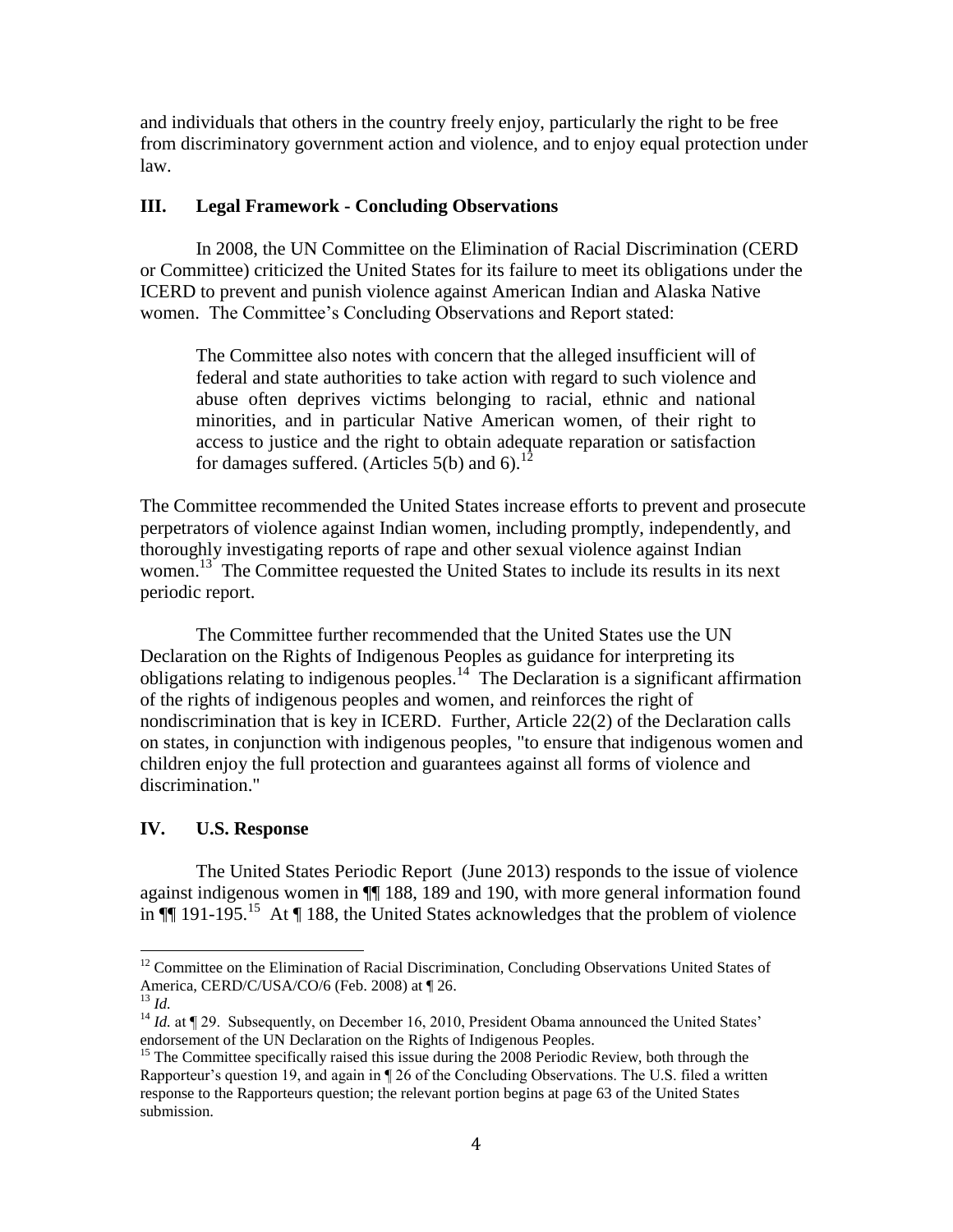and individuals that others in the country freely enjoy, particularly the right to be free from discriminatory government action and violence, and to enjoy equal protection under law.

## III. Legal Framework - Concluding Observations

In 2008, the UN Committee on the Elimination of Racial Discrimination (CERD or Committee) criticized the United States for its failure to meet its obligations under the ICERD to prevent and punish violence against American Indian and Alaska Native women. The Committee's Concluding Observations and Report stated:

> The Committee also notes with concern that the alleged insufficient will of federal and state authorities to take action with regard to such violence and abuse often deprives victims belonging to racial, ethnic and national minorities, and in particular Native American women, of their right to access to justice and the right to obtain adequate reparation or satisfaction for damages suffered. (Articles 5(b) and 6).[12]

The Committee recommended the United States increase efforts to prevent and prosecute perpetrators of violence against Indian women, including promptly, independently, and thoroughly investigating reports of rape and other sexual violence against Indian women.[13] The Committee requested the United States to include its results in its next periodic report.

The Committee further recommended that the United States use the UN Declaration on the Rights of Indigenous Peoples as guidance for interpreting its obligations relating to indigenous peoples.[14] The Declaration is a significant affirmation of the rights of indigenous peoples and women, and reinforces the right of nondiscrimination that is key in ICERD. Further, Article 22(2) of the Declaration calls on states, in conjunction with indigenous peoples, "to ensure that indigenous women and children enjoy the full protection and guarantees against all forms of violence and discrimination."

## IV. U.S. Response

The United States Periodic Report (June 2013) responds to the issue of violence against indigenous women in ¶¶ 188, 189 and 190, with more general information found in ¶¶ 191-195.[15] At ¶ 188, the United States acknowledges that the problem of violence

---

[12] Committee on the Elimination of Racial Discrimination, Concluding Observations United States of America, CERD/C/USA/CO/6 (Feb. 2008) at ¶ 26.

[13] *Id.*

[14] *Id.* at ¶ 29. Subsequently, on December 16, 2010, President Obama announced the United States' endorsement of the UN Declaration on the Rights of Indigenous Peoples.

[15] The Committee specifically raised this issue during the 2008 Periodic Review, both through the Rapporteur's question 19, and again in ¶ 26 of the Concluding Observations. The U.S. filed a written response to the Rapporteurs question; the relevant portion begins at page 63 of the United States submission.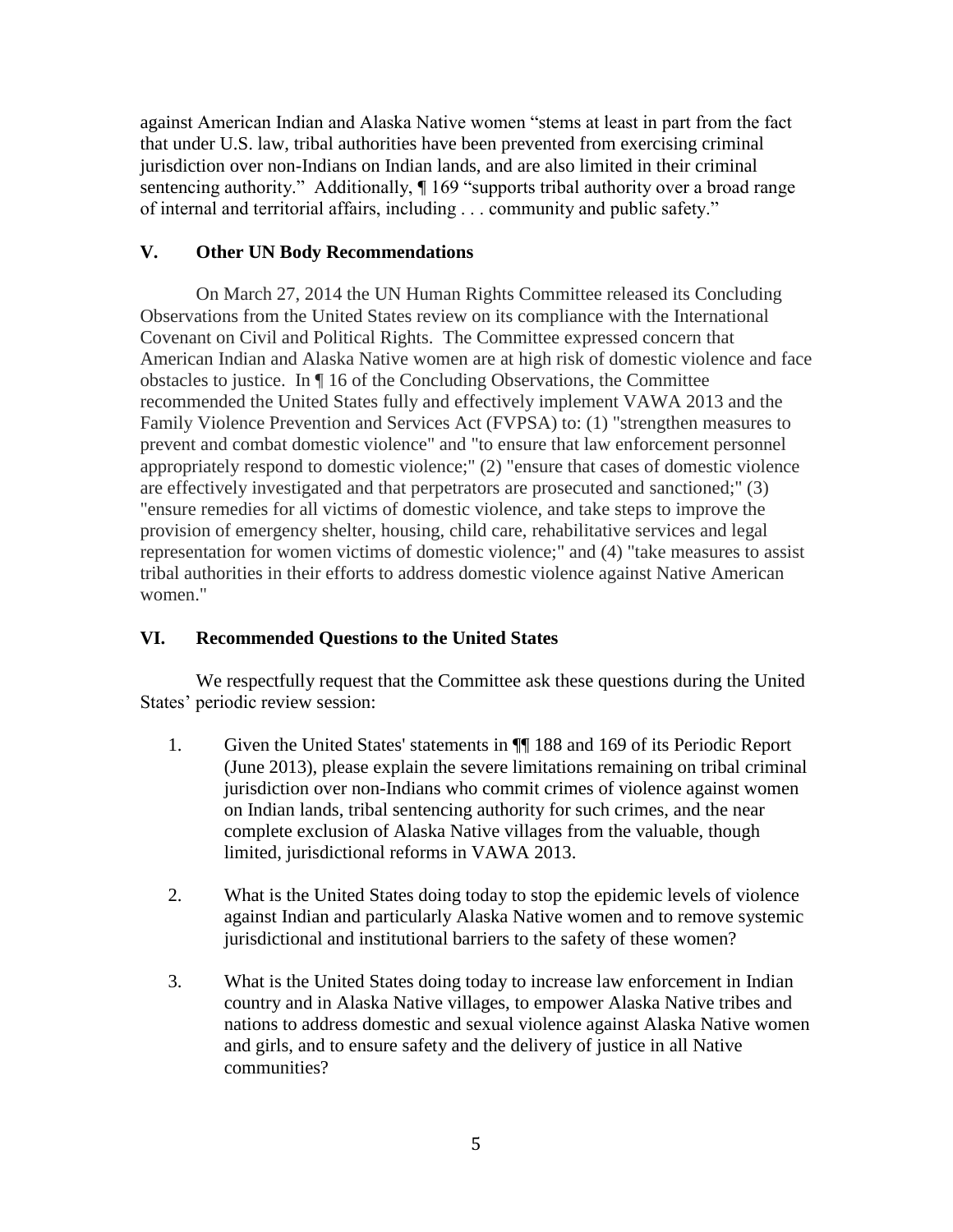against American Indian and Alaska Native women "stems at least in part from the fact that under U.S. law, tribal authorities have been prevented from exercising criminal jurisdiction over non-Indians on Indian lands, and are also limited in their criminal sentencing authority." Additionally, ¶ 169 "supports tribal authority over a broad range of internal and territorial affairs, including . . . community and public safety."

## V. Other UN Body Recommendations

On March 27, 2014 the UN Human Rights Committee released its Concluding Observations from the United States review on its compliance with the International Covenant on Civil and Political Rights. The Committee expressed concern that American Indian and Alaska Native women are at high risk of domestic violence and face obstacles to justice. In ¶ 16 of the Concluding Observations, the Committee recommended the United States fully and effectively implement VAWA 2013 and the Family Violence Prevention and Services Act (FVPSA) to: (1) "strengthen measures to prevent and combat domestic violence" and "to ensure that law enforcement personnel appropriately respond to domestic violence;" (2) "ensure that cases of domestic violence are effectively investigated and that perpetrators are prosecuted and sanctioned;" (3) "ensure remedies for all victims of domestic violence, and take steps to improve the provision of emergency shelter, housing, child care, rehabilitative services and legal representation for women victims of domestic violence;" and (4) "take measures to assist tribal authorities in their efforts to address domestic violence against Native American women."

## VI. Recommended Questions to the United States

We respectfully request that the Committee ask these questions during the United States' periodic review session:

1. Given the United States' statements in ¶¶ 188 and 169 of its Periodic Report (June 2013), please explain the severe limitations remaining on tribal criminal jurisdiction over non-Indians who commit crimes of violence against women on Indian lands, tribal sentencing authority for such crimes, and the near complete exclusion of Alaska Native villages from the valuable, though limited, jurisdictional reforms in VAWA 2013.

2. What is the United States doing today to stop the epidemic levels of violence against Indian and particularly Alaska Native women and to remove systemic jurisdictional and institutional barriers to the safety of these women?

3. What is the United States doing today to increase law enforcement in Indian country and in Alaska Native villages, to empower Alaska Native tribes and nations to address domestic and sexual violence against Alaska Native women and girls, and to ensure safety and the delivery of justice in all Native communities?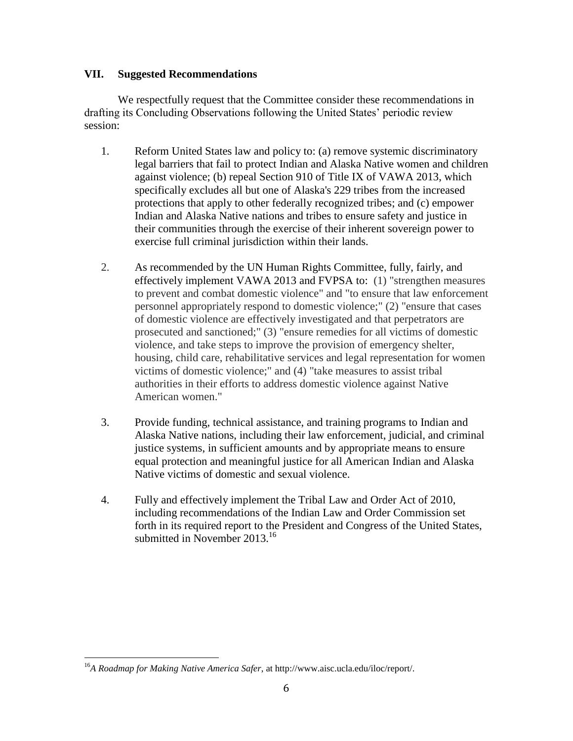## VII. Suggested Recommendations

We respectfully request that the Committee consider these recommendations in drafting its Concluding Observations following the United States' periodic review session:

1. Reform United States law and policy to: (a) remove systemic discriminatory legal barriers that fail to protect Indian and Alaska Native women and children against violence; (b) repeal Section 910 of Title IX of VAWA 2013, which specifically excludes all but one of Alaska's 229 tribes from the increased protections that apply to other federally recognized tribes; and (c) empower Indian and Alaska Native nations and tribes to ensure safety and justice in their communities through the exercise of their inherent sovereign power to exercise full criminal jurisdiction within their lands.

2. As recommended by the UN Human Rights Committee, fully, fairly, and effectively implement VAWA 2013 and FVPSA to: (1) "strengthen measures to prevent and combat domestic violence" and "to ensure that law enforcement personnel appropriately respond to domestic violence;" (2) "ensure that cases of domestic violence are effectively investigated and that perpetrators are prosecuted and sanctioned;" (3) "ensure remedies for all victims of domestic violence, and take steps to improve the provision of emergency shelter, housing, child care, rehabilitative services and legal representation for women victims of domestic violence;" and (4) "take measures to assist tribal authorities in their efforts to address domestic violence against Native American women."

3. Provide funding, technical assistance, and training programs to Indian and Alaska Native nations, including their law enforcement, judicial, and criminal justice systems, in sufficient amounts and by appropriate means to ensure equal protection and meaningful justice for all American Indian and Alaska Native victims of domestic and sexual violence.

4. Fully and effectively implement the Tribal Law and Order Act of 2010, including recommendations of the Indian Law and Order Commission set forth in its required report to the President and Congress of the United States, submitted in November 2013.[16]

---

[16] *A Roadmap for Making Native America Safer*, at http://www.aisc.ucla.edu/iloc/report/.